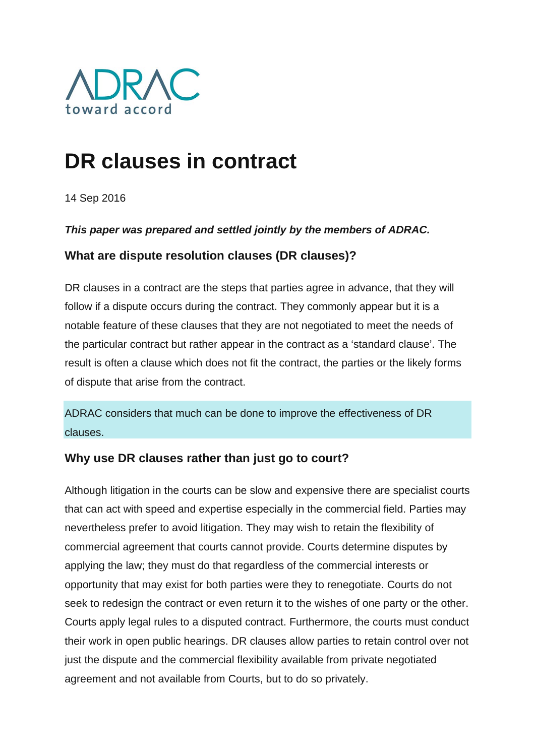ADRAC
toward accord

# DR clauses in contract

14 Sep 2016

***This paper was prepared and settled jointly by the members of ADRAC.***

### What are dispute resolution clauses (DR clauses)?

DR clauses in a contract are the steps that parties agree in advance, that they will follow if a dispute occurs during the contract. They commonly appear but it is a notable feature of these clauses that they are not negotiated to meet the needs of the particular contract but rather appear in the contract as a 'standard clause'. The result is often a clause which does not fit the contract, the parties or the likely forms of dispute that arise from the contract.

ADRAC considers that much can be done to improve the effectiveness of DR clauses.

### Why use DR clauses rather than just go to court?

Although litigation in the courts can be slow and expensive there are specialist courts that can act with speed and expertise especially in the commercial field. Parties may nevertheless prefer to avoid litigation. They may wish to retain the flexibility of commercial agreement that courts cannot provide. Courts determine disputes by applying the law; they must do that regardless of the commercial interests or opportunity that may exist for both parties were they to renegotiate. Courts do not seek to redesign the contract or even return it to the wishes of one party or the other. Courts apply legal rules to a disputed contract. Furthermore, the courts must conduct their work in open public hearings. DR clauses allow parties to retain control over not just the dispute and the commercial flexibility available from private negotiated agreement and not available from Courts, but to do so privately.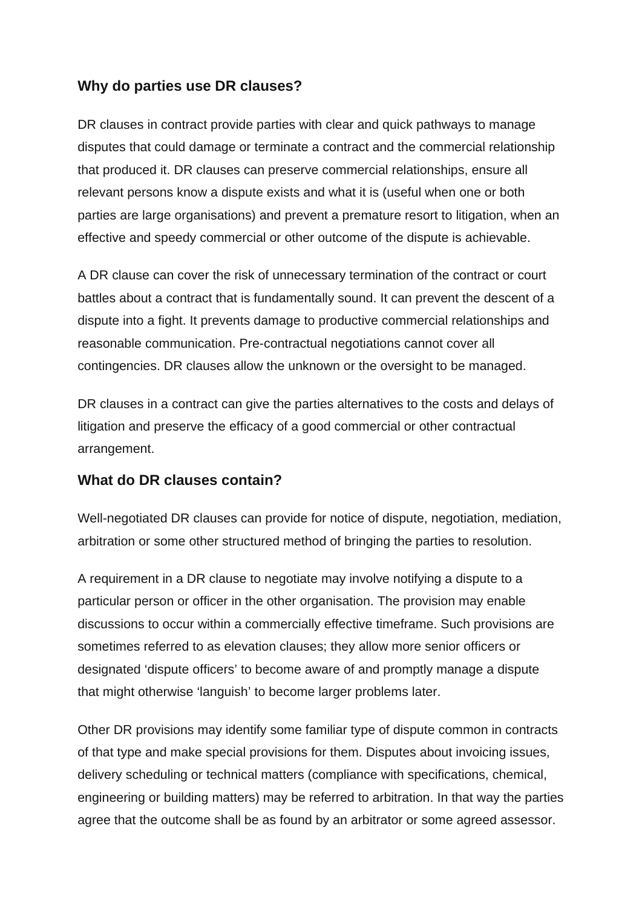## Why do parties use DR clauses?

DR clauses in contract provide parties with clear and quick pathways to manage disputes that could damage or terminate a contract and the commercial relationship that produced it. DR clauses can preserve commercial relationships, ensure all relevant persons know a dispute exists and what it is (useful when one or both parties are large organisations) and prevent a premature resort to litigation, when an effective and speedy commercial or other outcome of the dispute is achievable.

A DR clause can cover the risk of unnecessary termination of the contract or court battles about a contract that is fundamentally sound. It can prevent the descent of a dispute into a fight. It prevents damage to productive commercial relationships and reasonable communication. Pre-contractual negotiations cannot cover all contingencies. DR clauses allow the unknown or the oversight to be managed.

DR clauses in a contract can give the parties alternatives to the costs and delays of litigation and preserve the efficacy of a good commercial or other contractual arrangement.

## What do DR clauses contain?

Well-negotiated DR clauses can provide for notice of dispute, negotiation, mediation, arbitration or some other structured method of bringing the parties to resolution.

A requirement in a DR clause to negotiate may involve notifying a dispute to a particular person or officer in the other organisation. The provision may enable discussions to occur within a commercially effective timeframe. Such provisions are sometimes referred to as elevation clauses; they allow more senior officers or designated 'dispute officers' to become aware of and promptly manage a dispute that might otherwise 'languish' to become larger problems later.

Other DR provisions may identify some familiar type of dispute common in contracts of that type and make special provisions for them. Disputes about invoicing issues, delivery scheduling or technical matters (compliance with specifications, chemical, engineering or building matters) may be referred to arbitration. In that way the parties agree that the outcome shall be as found by an arbitrator or some agreed assessor.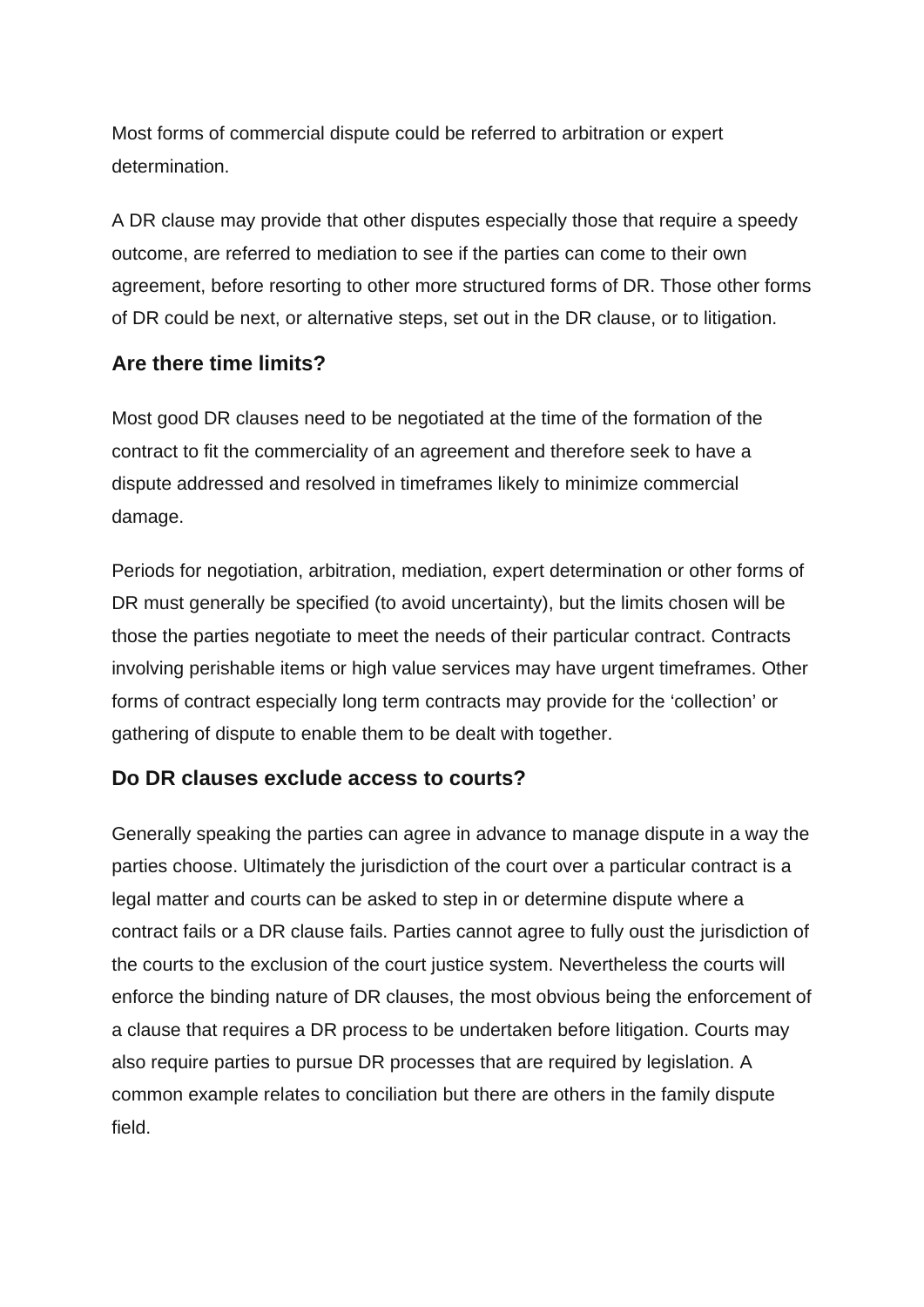Most forms of commercial dispute could be referred to arbitration or expert determination.

A DR clause may provide that other disputes especially those that require a speedy outcome, are referred to mediation to see if the parties can come to their own agreement, before resorting to other more structured forms of DR. Those other forms of DR could be next, or alternative steps, set out in the DR clause, or to litigation.

## Are there time limits?

Most good DR clauses need to be negotiated at the time of the formation of the contract to fit the commerciality of an agreement and therefore seek to have a dispute addressed and resolved in timeframes likely to minimize commercial damage.

Periods for negotiation, arbitration, mediation, expert determination or other forms of DR must generally be specified (to avoid uncertainty), but the limits chosen will be those the parties negotiate to meet the needs of their particular contract. Contracts involving perishable items or high value services may have urgent timeframes. Other forms of contract especially long term contracts may provide for the ‘collection’ or gathering of dispute to enable them to be dealt with together.

## Do DR clauses exclude access to courts?

Generally speaking the parties can agree in advance to manage dispute in a way the parties choose. Ultimately the jurisdiction of the court over a particular contract is a legal matter and courts can be asked to step in or determine dispute where a contract fails or a DR clause fails. Parties cannot agree to fully oust the jurisdiction of the courts to the exclusion of the court justice system. Nevertheless the courts will enforce the binding nature of DR clauses, the most obvious being the enforcement of a clause that requires a DR process to be undertaken before litigation. Courts may also require parties to pursue DR processes that are required by legislation. A common example relates to conciliation but there are others in the family dispute field.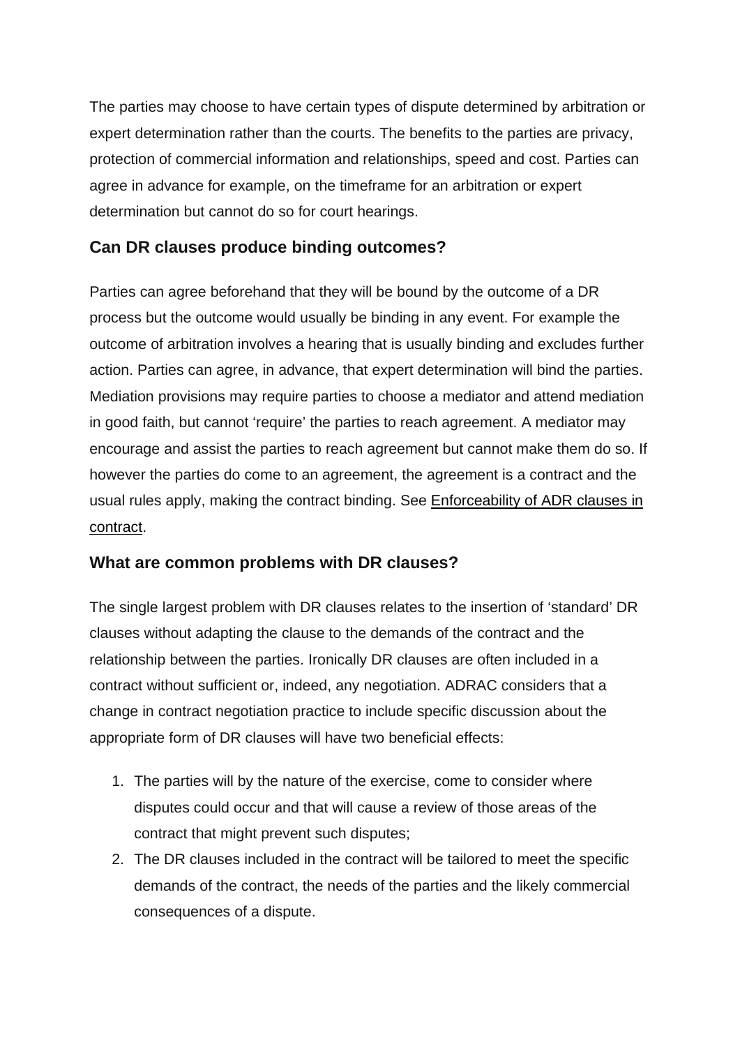The parties may choose to have certain types of dispute determined by arbitration or expert determination rather than the courts. The benefits to the parties are privacy, protection of commercial information and relationships, speed and cost. Parties can agree in advance for example, on the timeframe for an arbitration or expert determination but cannot do so for court hearings.

## Can DR clauses produce binding outcomes?

Parties can agree beforehand that they will be bound by the outcome of a DR process but the outcome would usually be binding in any event. For example the outcome of arbitration involves a hearing that is usually binding and excludes further action. Parties can agree, in advance, that expert determination will bind the parties. Mediation provisions may require parties to choose a mediator and attend mediation in good faith, but cannot 'require' the parties to reach agreement. A mediator may encourage and assist the parties to reach agreement but cannot make them do so. If however the parties do come to an agreement, the agreement is a contract and the usual rules apply, making the contract binding. See Enforceability of ADR clauses in contract.

## What are common problems with DR clauses?

The single largest problem with DR clauses relates to the insertion of 'standard' DR clauses without adapting the clause to the demands of the contract and the relationship between the parties. Ironically DR clauses are often included in a contract without sufficient or, indeed, any negotiation. ADRAC considers that a change in contract negotiation practice to include specific discussion about the appropriate form of DR clauses will have two beneficial effects:

1. The parties will by the nature of the exercise, come to consider where disputes could occur and that will cause a review of those areas of the contract that might prevent such disputes;
2. The DR clauses included in the contract will be tailored to meet the specific demands of the contract, the needs of the parties and the likely commercial consequences of a dispute.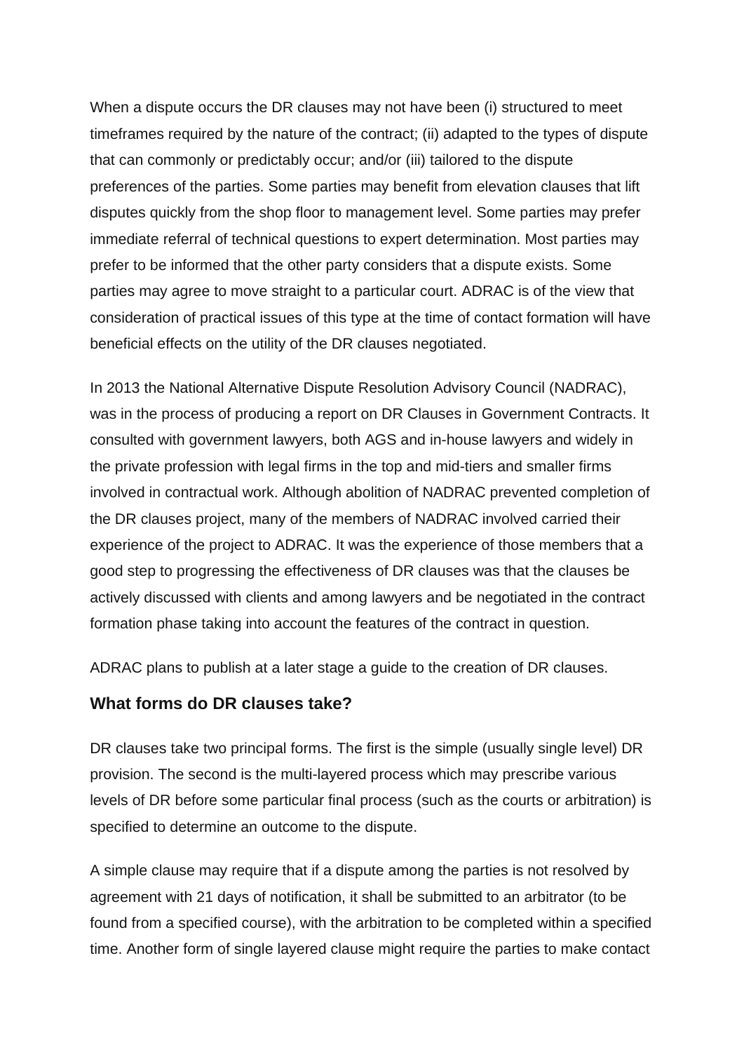When a dispute occurs the DR clauses may not have been (i) structured to meet timeframes required by the nature of the contract; (ii) adapted to the types of dispute that can commonly or predictably occur; and/or (iii) tailored to the dispute preferences of the parties. Some parties may benefit from elevation clauses that lift disputes quickly from the shop floor to management level. Some parties may prefer immediate referral of technical questions to expert determination. Most parties may prefer to be informed that the other party considers that a dispute exists. Some parties may agree to move straight to a particular court. ADRAC is of the view that consideration of practical issues of this type at the time of contact formation will have beneficial effects on the utility of the DR clauses negotiated.

In 2013 the National Alternative Dispute Resolution Advisory Council (NADRAC), was in the process of producing a report on DR Clauses in Government Contracts. It consulted with government lawyers, both AGS and in-house lawyers and widely in the private profession with legal firms in the top and mid-tiers and smaller firms involved in contractual work. Although abolition of NADRAC prevented completion of the DR clauses project, many of the members of NADRAC involved carried their experience of the project to ADRAC. It was the experience of those members that a good step to progressing the effectiveness of DR clauses was that the clauses be actively discussed with clients and among lawyers and be negotiated in the contract formation phase taking into account the features of the contract in question.

ADRAC plans to publish at a later stage a guide to the creation of DR clauses.

### What forms do DR clauses take?

DR clauses take two principal forms. The first is the simple (usually single level) DR provision. The second is the multi-layered process which may prescribe various levels of DR before some particular final process (such as the courts or arbitration) is specified to determine an outcome to the dispute.

A simple clause may require that if a dispute among the parties is not resolved by agreement with 21 days of notification, it shall be submitted to an arbitrator (to be found from a specified course), with the arbitration to be completed within a specified time. Another form of single layered clause might require the parties to make contact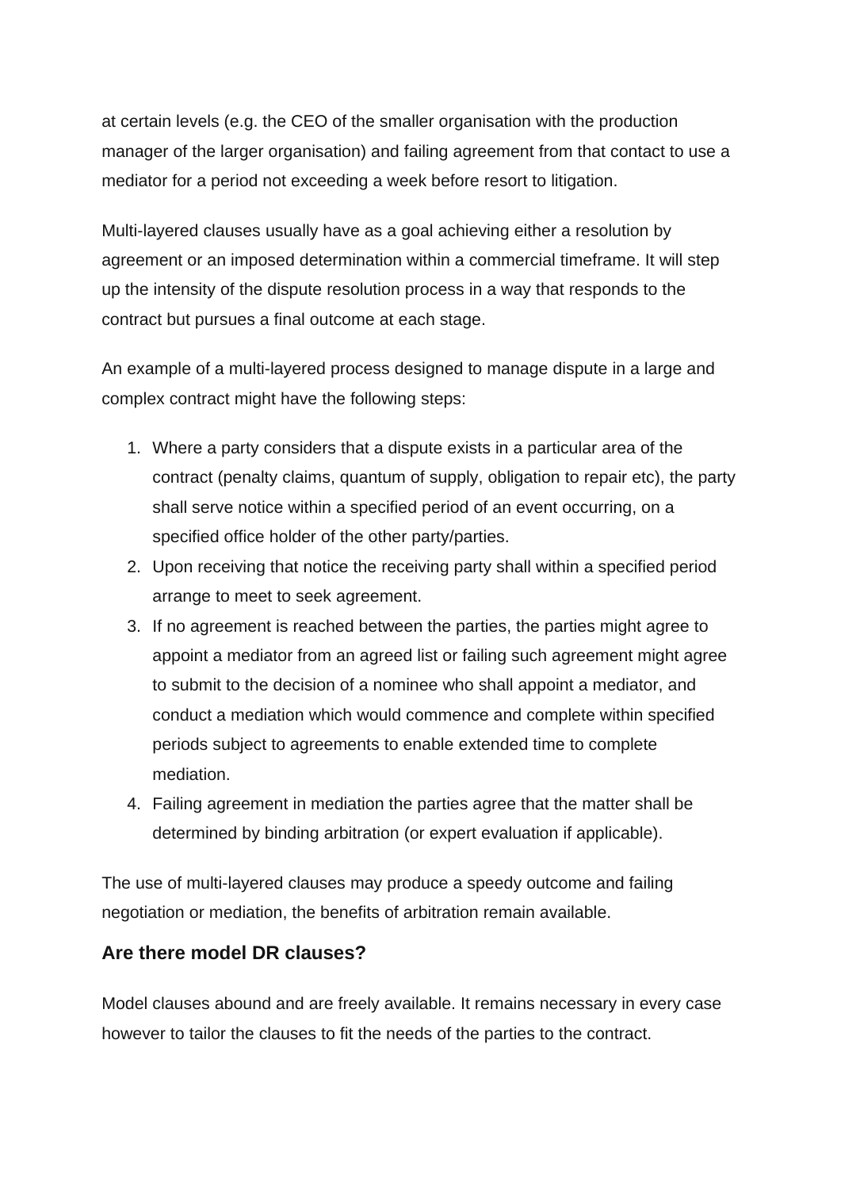at certain levels (e.g. the CEO of the smaller organisation with the production manager of the larger organisation) and failing agreement from that contact to use a mediator for a period not exceeding a week before resort to litigation.

Multi-layered clauses usually have as a goal achieving either a resolution by agreement or an imposed determination within a commercial timeframe. It will step up the intensity of the dispute resolution process in a way that responds to the contract but pursues a final outcome at each stage.

An example of a multi-layered process designed to manage dispute in a large and complex contract might have the following steps:

1. Where a party considers that a dispute exists in a particular area of the contract (penalty claims, quantum of supply, obligation to repair etc), the party shall serve notice within a specified period of an event occurring, on a specified office holder of the other party/parties.
2. Upon receiving that notice the receiving party shall within a specified period arrange to meet to seek agreement.
3. If no agreement is reached between the parties, the parties might agree to appoint a mediator from an agreed list or failing such agreement might agree to submit to the decision of a nominee who shall appoint a mediator, and conduct a mediation which would commence and complete within specified periods subject to agreements to enable extended time to complete mediation.
4. Failing agreement in mediation the parties agree that the matter shall be determined by binding arbitration (or expert evaluation if applicable).

The use of multi-layered clauses may produce a speedy outcome and failing negotiation or mediation, the benefits of arbitration remain available.

### Are there model DR clauses?

Model clauses abound and are freely available. It remains necessary in every case however to tailor the clauses to fit the needs of the parties to the contract.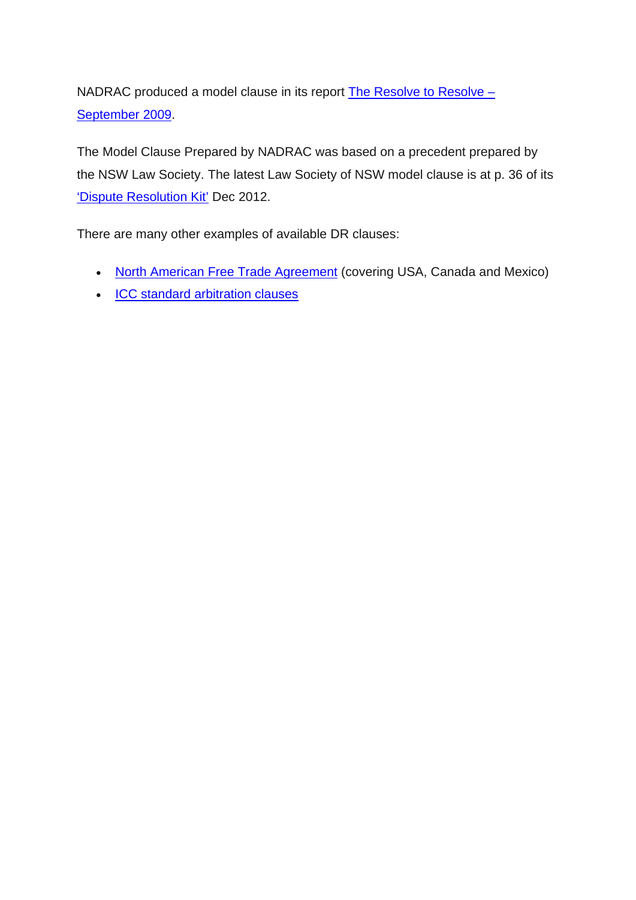NADRAC produced a model clause in its report The Resolve to Resolve – September 2009.

The Model Clause Prepared by NADRAC was based on a precedent prepared by the NSW Law Society. The latest Law Society of NSW model clause is at p. 36 of its 'Dispute Resolution Kit' Dec 2012.

There are many other examples of available DR clauses:

- North American Free Trade Agreement (covering USA, Canada and Mexico)
- ICC standard arbitration clauses